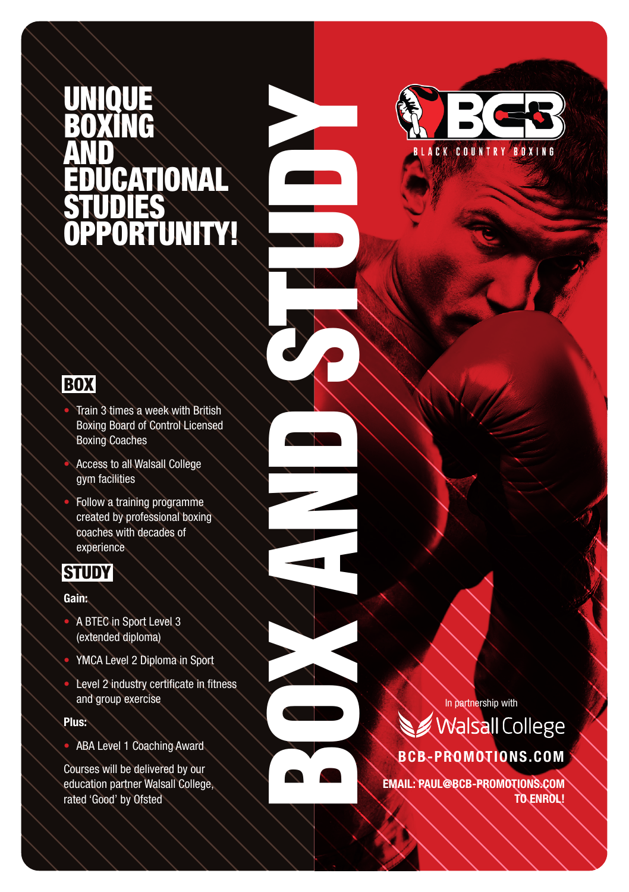# UNIQUE BOXING AND EDUCATIONAL STUDIES OPPORTUNITY!

## BOX AND STUDY

BCB
BLACK COUNTRY BOXING

### BOX

- Train 3 times a week with British Boxing Board of Control Licensed Boxing Coaches
- Access to all Walsall College gym facilities
- Follow a training programme created by professional boxing coaches with decades of experience

### STUDY

**Gain:**

- A BTEC in Sport Level 3 (extended diploma)
- YMCA Level 2 Diploma in Sport
- Level 2 industry certificate in fitness and group exercise

**Plus:**

- ABA Level 1 Coaching Award

Courses will be delivered by our education partner Walsall College, rated 'Good' by Ofsted

In partnership with
Walsall College

**BCB-PROMOTIONS.COM**

**EMAIL: PAUL@BCB-PROMOTIONS.COM TO ENROL!**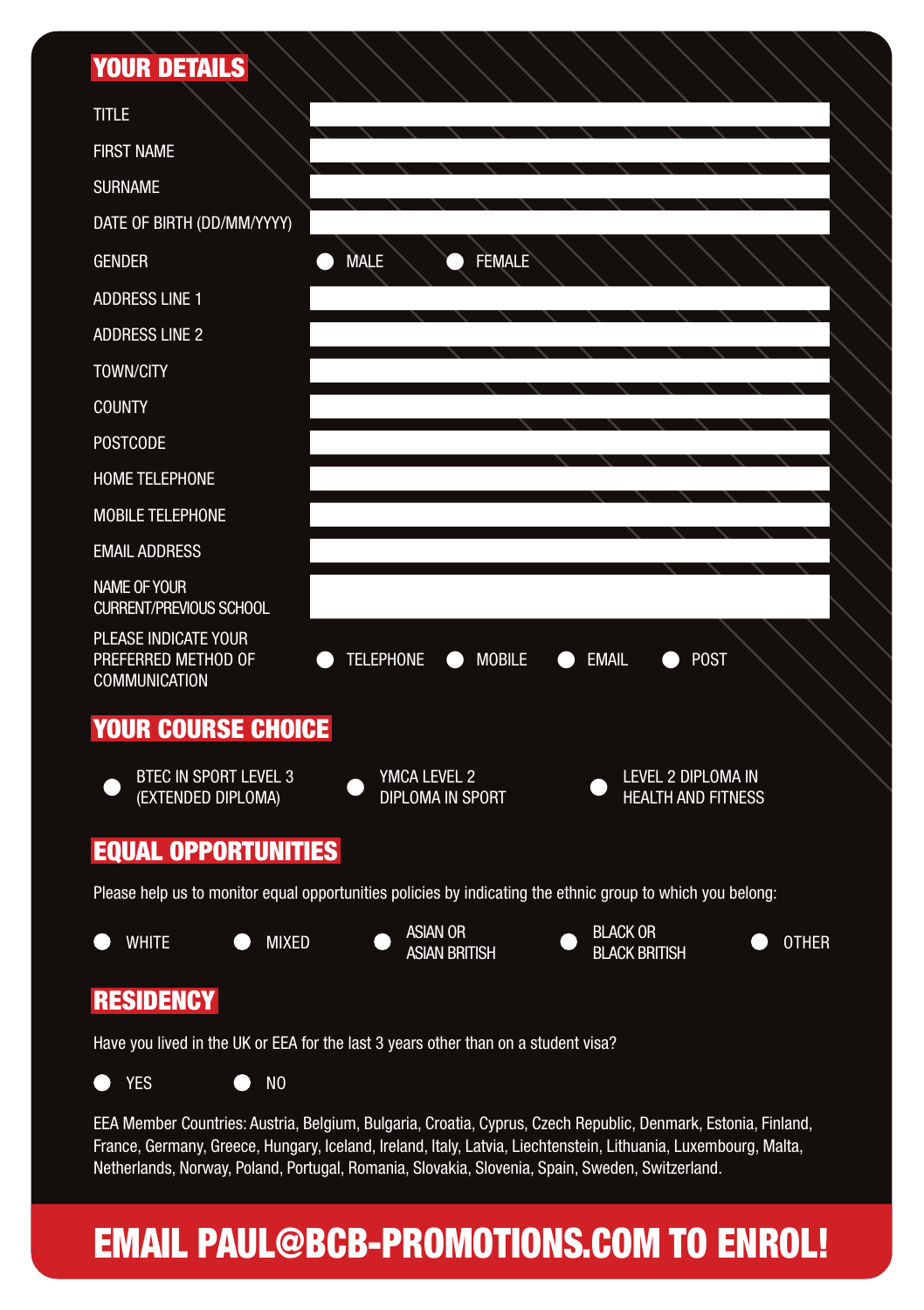## YOUR DETAILS

| | |
|---|---|
| TITLE | |
| FIRST NAME | |
| SURNAME | |
| DATE OF BIRTH (DD/MM/YYYY) | |
| GENDER | ○ MALE ○ FEMALE |
| ADDRESS LINE 1 | |
| ADDRESS LINE 2 | |
| TOWN/CITY | |
| COUNTY | |
| POSTCODE | |
| HOME TELEPHONE | |
| MOBILE TELEPHONE | |
| EMAIL ADDRESS | |
| NAME OF YOUR CURRENT/PREVIOUS SCHOOL | |
| PLEASE INDICATE YOUR PREFERRED METHOD OF COMMUNICATION | ○ TELEPHONE ○ MOBILE ○ EMAIL ○ POST |

## YOUR COURSE CHOICE

- ○ BTEC IN SPORT LEVEL 3 (EXTENDED DIPLOMA)
- ○ YMCA LEVEL 2 DIPLOMA IN SPORT
- ○ LEVEL 2 DIPLOMA IN HEALTH AND FITNESS

## EQUAL OPPORTUNITIES

Please help us to monitor equal opportunities policies by indicating the ethnic group to which you belong:

- ○ WHITE
- ○ MIXED
- ○ ASIAN OR ASIAN BRITISH
- ○ BLACK OR BLACK BRITISH
- ○ OTHER

## RESIDENCY

Have you lived in the UK or EEA for the last 3 years other than on a student visa?

- ○ YES
- ○ NO

EEA Member Countries: Austria, Belgium, Bulgaria, Croatia, Cyprus, Czech Republic, Denmark, Estonia, Finland, France, Germany, Greece, Hungary, Iceland, Ireland, Italy, Latvia, Liechtenstein, Lithuania, Luxembourg, Malta, Netherlands, Norway, Poland, Portugal, Romania, Slovakia, Slovenia, Spain, Sweden, Switzerland.

# EMAIL PAUL@BCB-PROMOTIONS.COM TO ENROL!